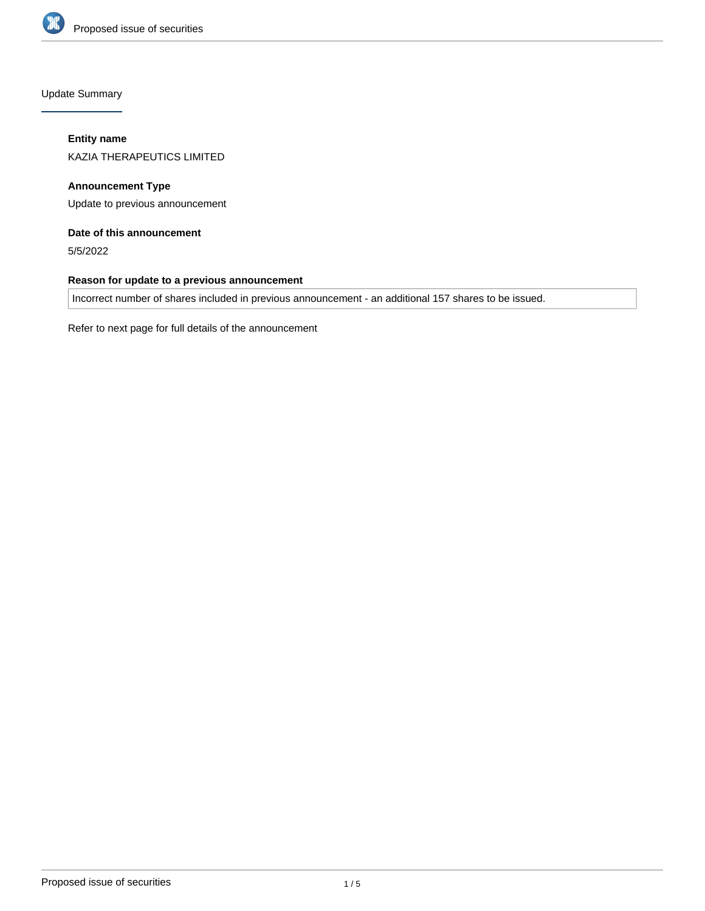## Update Summary

**Entity name**

KAZIA THERAPEUTICS LIMITED

**Announcement Type**

Update to previous announcement

**Date of this announcement**

5/5/2022

**Reason for update to a previous announcement**

Incorrect number of shares included in previous announcement - an additional 157 shares to be issued.

Refer to next page for full details of the announcement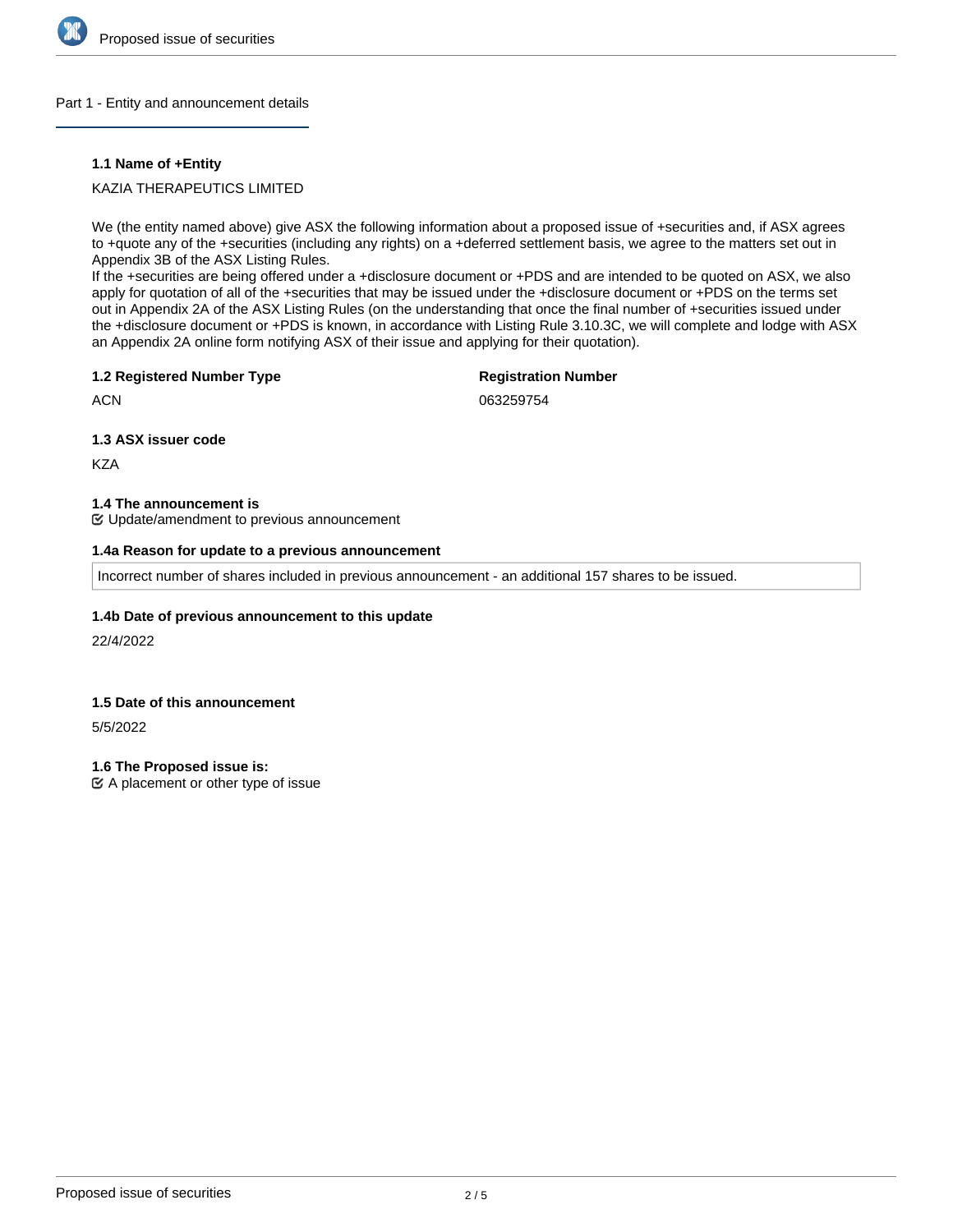## Part 1 - Entity and announcement details

**1.1 Name of +Entity**

KAZIA THERAPEUTICS LIMITED

We (the entity named above) give ASX the following information about a proposed issue of +securities and, if ASX agrees to +quote any of the +securities (including any rights) on a +deferred settlement basis, we agree to the matters set out in Appendix 3B of the ASX Listing Rules.
If the +securities are being offered under a +disclosure document or +PDS and are intended to be quoted on ASX, we also apply for quotation of all of the +securities that may be issued under the +disclosure document or +PDS on the terms set out in Appendix 2A of the ASX Listing Rules (on the understanding that once the final number of +securities issued under the +disclosure document or +PDS is known, in accordance with Listing Rule 3.10.3C, we will complete and lodge with ASX an Appendix 2A online form notifying ASX of their issue and applying for their quotation).

**1.2 Registered Number Type**

ACN

**Registration Number**

063259754

**1.3 ASX issuer code**

KZA

**1.4 The announcement is**

Update/amendment to previous announcement

**1.4a Reason for update to a previous announcement**

Incorrect number of shares included in previous announcement - an additional 157 shares to be issued.

**1.4b Date of previous announcement to this update**

22/4/2022

**1.5 Date of this announcement**

5/5/2022

**1.6 The Proposed issue is:**

A placement or other type of issue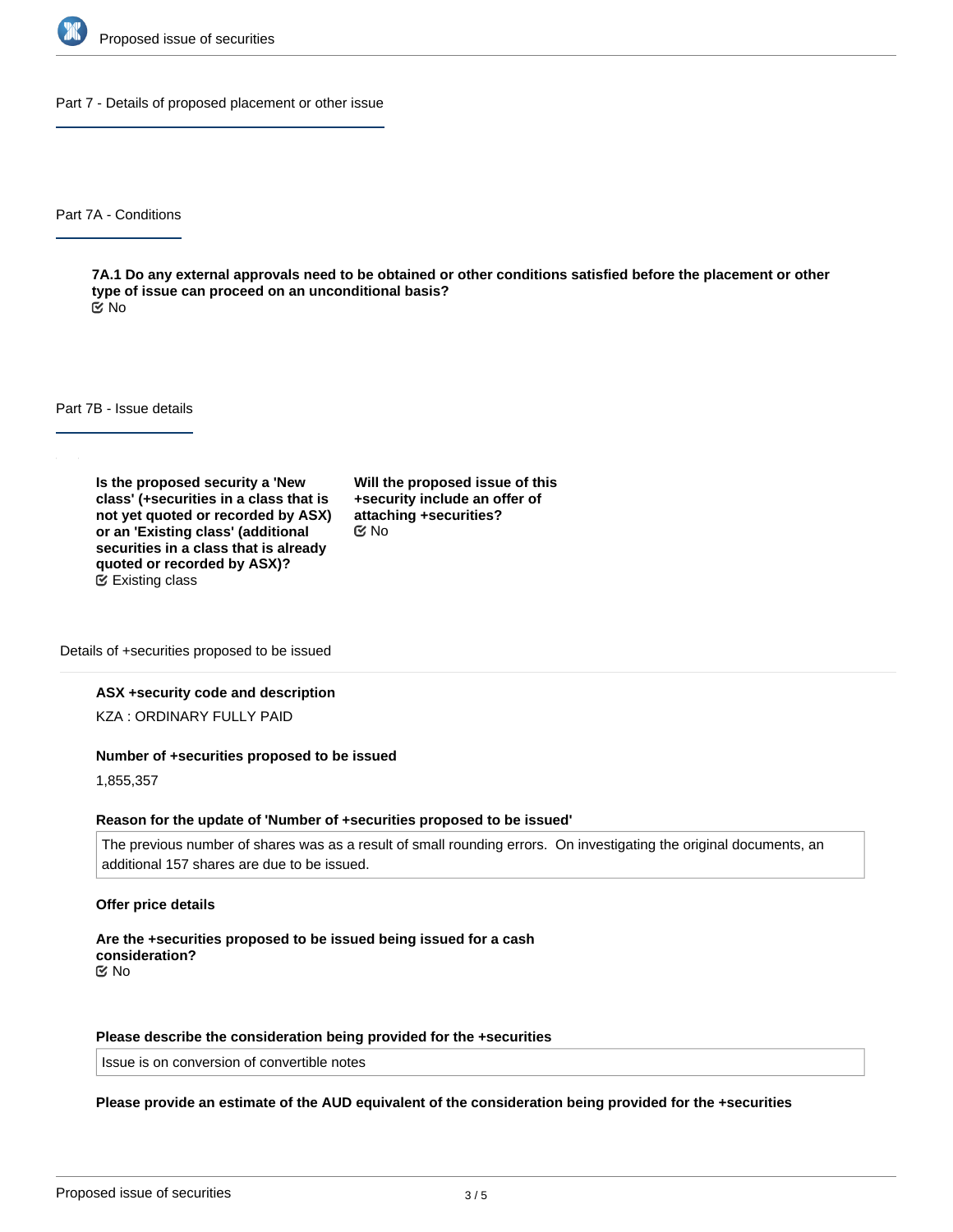## Part 7 - Details of proposed placement or other issue

### Part 7A - Conditions

**7A.1 Do any external approvals need to be obtained or other conditions satisfied before the placement or other type of issue can proceed on an unconditional basis?**

No

### Part 7B - Issue details

**Is the proposed security a 'New class' (+securities in a class that is not yet quoted or recorded by ASX) or an 'Existing class' (additional securities in a class that is already quoted or recorded by ASX)?**

Existing class

**Will the proposed issue of this +security include an offer of attaching +securities?**

No

#### Details of +securities proposed to be issued

**ASX +security code and description**

KZA : ORDINARY FULLY PAID

**Number of +securities proposed to be issued**

1,855,357

**Reason for the update of 'Number of +securities proposed to be issued'**

The previous number of shares was as a result of small rounding errors. On investigating the original documents, an additional 157 shares are due to be issued.

**Offer price details**

**Are the +securities proposed to be issued being issued for a cash consideration?**

No

**Please describe the consideration being provided for the +securities**

Issue is on conversion of convertible notes

**Please provide an estimate of the AUD equivalent of the consideration being provided for the +securities**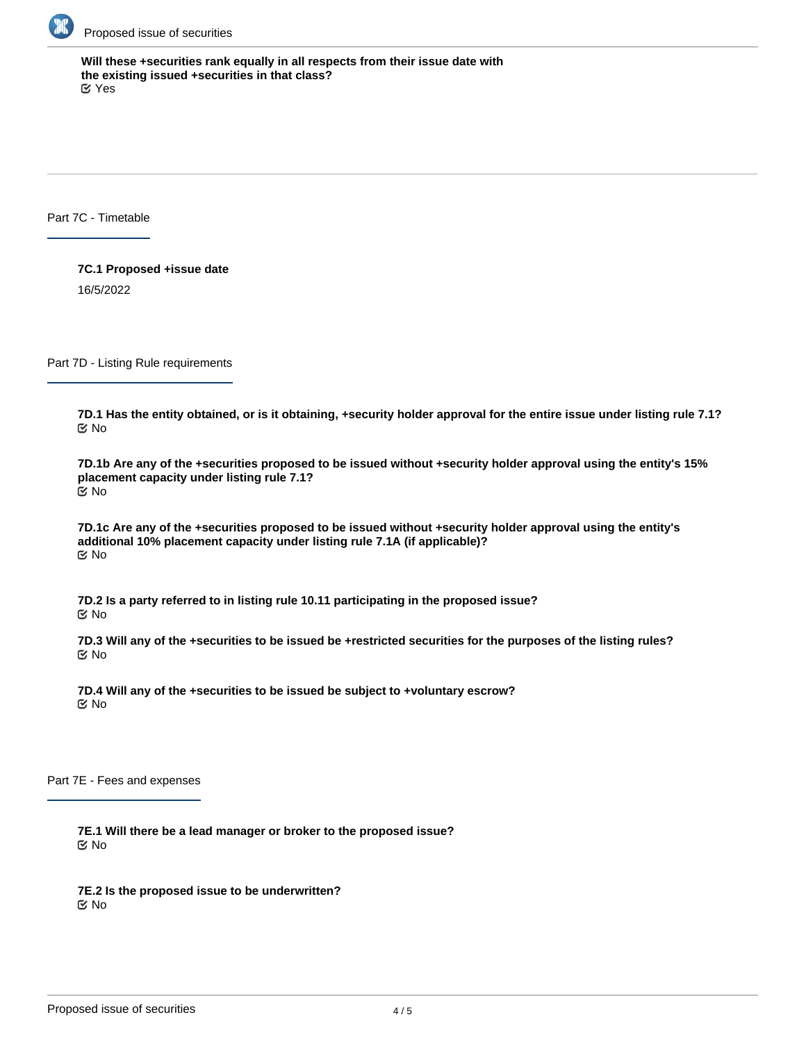**Will these +securities rank equally in all respects from their issue date with the existing issued +securities in that class?**
☑ Yes

## Part 7C - Timetable

**7C.1 Proposed +issue date**

16/5/2022

## Part 7D - Listing Rule requirements

**7D.1 Has the entity obtained, or is it obtaining, +security holder approval for the entire issue under listing rule 7.1?**
☑ No

**7D.1b Are any of the +securities proposed to be issued without +security holder approval using the entity's 15% placement capacity under listing rule 7.1?**
☑ No

**7D.1c Are any of the +securities proposed to be issued without +security holder approval using the entity's additional 10% placement capacity under listing rule 7.1A (if applicable)?**
☑ No

**7D.2 Is a party referred to in listing rule 10.11 participating in the proposed issue?**
☑ No

**7D.3 Will any of the +securities to be issued be +restricted securities for the purposes of the listing rules?**
☑ No

**7D.4 Will any of the +securities to be issued be subject to +voluntary escrow?**
☑ No

## Part 7E - Fees and expenses

**7E.1 Will there be a lead manager or broker to the proposed issue?**
☑ No

**7E.2 Is the proposed issue to be underwritten?**
☑ No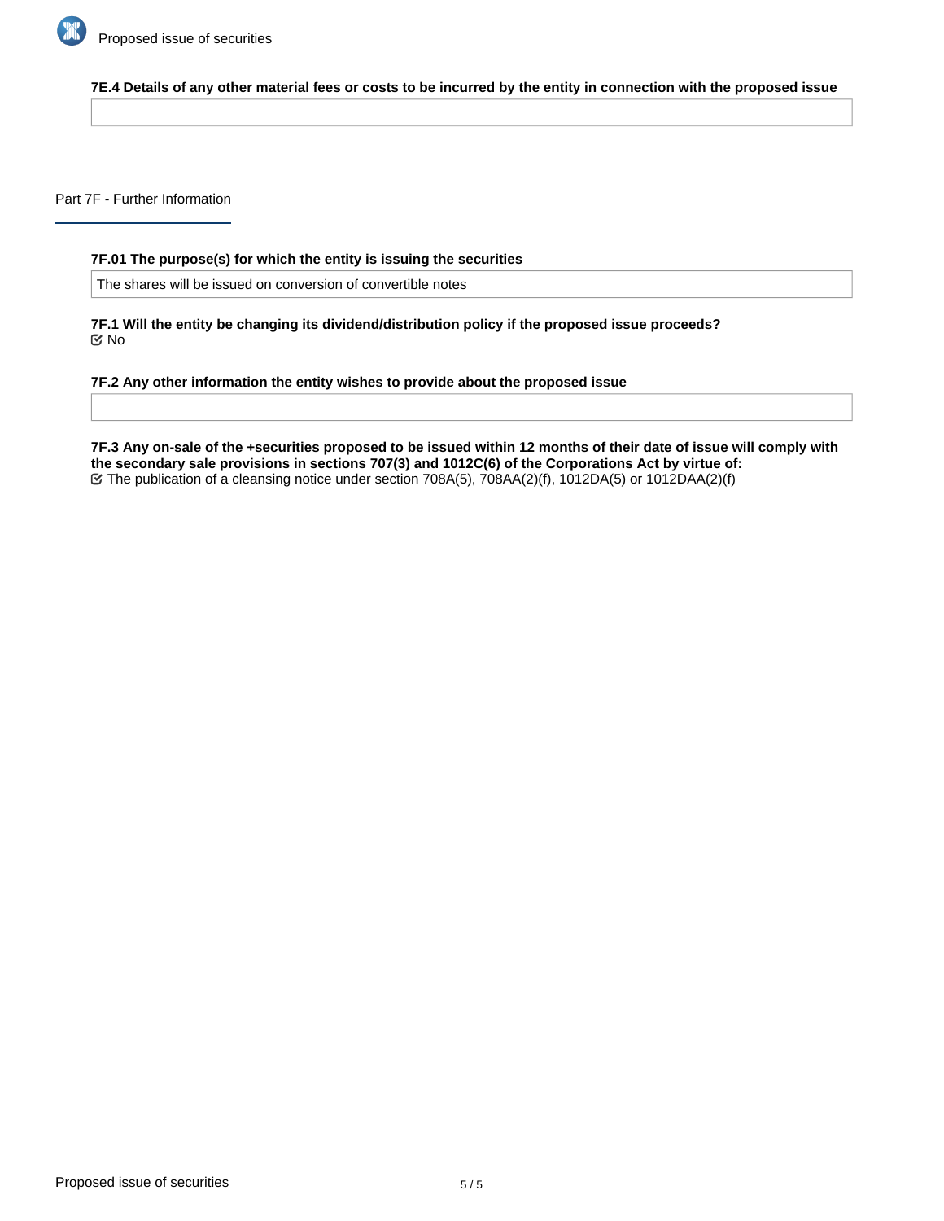**7E.4 Details of any other material fees or costs to be incurred by the entity in connection with the proposed issue**

## Part 7F - Further Information

**7F.01 The purpose(s) for which the entity is issuing the securities**

The shares will be issued on conversion of convertible notes

**7F.1 Will the entity be changing its dividend/distribution policy if the proposed issue proceeds?**

☑ No

**7F.2 Any other information the entity wishes to provide about the proposed issue**

**7F.3 Any on-sale of the +securities proposed to be issued within 12 months of their date of issue will comply with the secondary sale provisions in sections 707(3) and 1012C(6) of the Corporations Act by virtue of:**

☑ The publication of a cleansing notice under section 708A(5), 708AA(2)(f), 1012DA(5) or 1012DAA(2)(f)